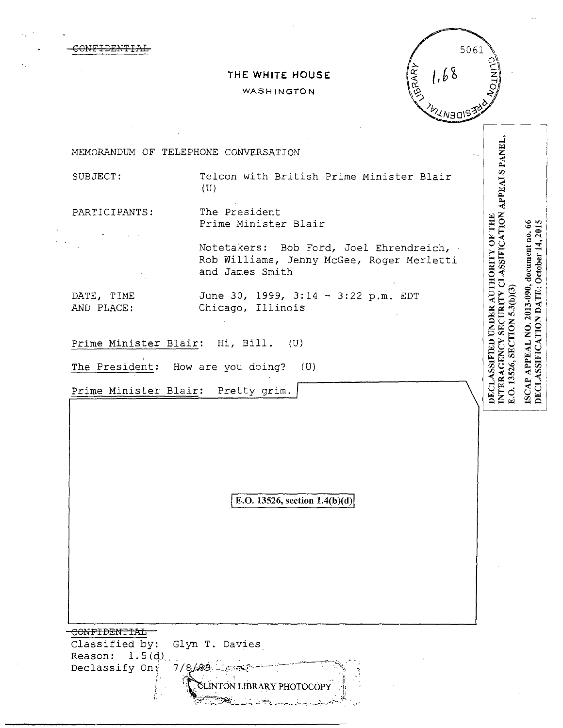~~CONFIDENTIAL~~

THE WHITE HOUSE

WASHINGTON

5061

1.68

MEMORANDUM OF TELEPHONE CONVERSATION

SUBJECT: Telcon with British Prime Minister Blair (U)

PARTICIPANTS: The President
Prime Minister Blair

Notetakers: Bob Ford, Joel Ehrendreich, Rob Williams, Jenny McGee, Roger Merletti and James Smith

DATE, TIME AND PLACE: June 30, 1999, 3:14 - 3:22 p.m. EDT
Chicago, Illinois

Prime Minister Blair: Hi, Bill. (U)

The President: How are you doing? (U)

Prime Minister Blair: Pretty grim.

E.O. 13526, section 1.4(b)(d)

DECLASSIFIED UNDER AUTHORITY OF THE INTERAGENCY SECURITY CLASSIFICATION APPEALS PANEL, E.O. 13526, SECTION 5.3(b)(3)

ISCAP APPEAL NO. 2013-090, document no. 66
DECLASSIFICATION DATE: October 14, 2015

~~CONFIDENTIAL~~
Classified by: Glyn T. Davies
Reason: 1.5(d)
Declassify On: 7/8/09

CLINTON LIBRARY PHOTOCOPY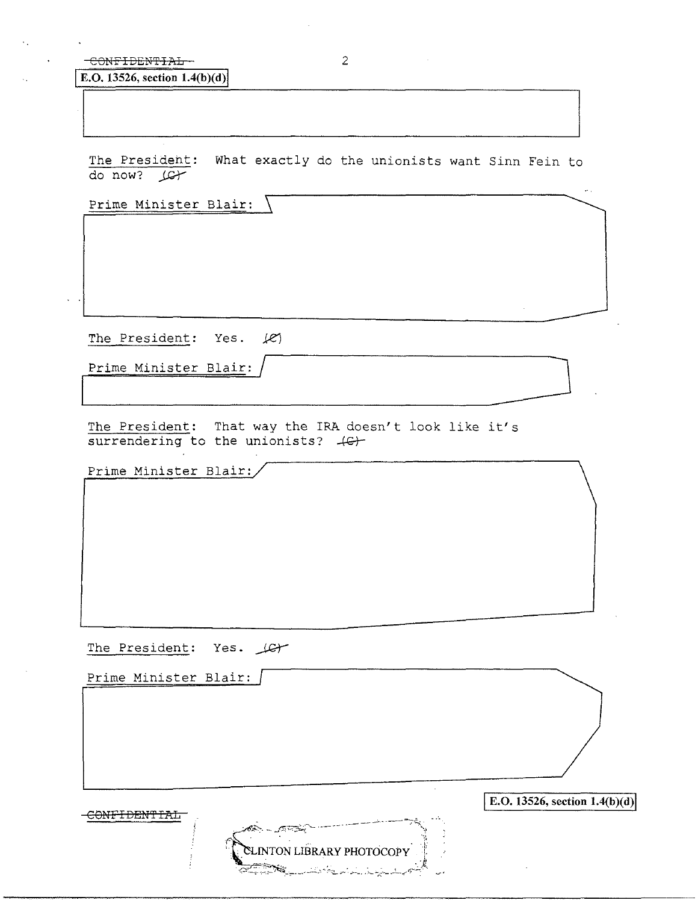~~CONFIDENTIAL~~

E.O. 13526, section 1.4(b)(d)

The President: What exactly do the unionists want Sinn Fein to do now? ~~(C)~~

Prime Minister Blair:

The President: Yes. ~~(C)~~

Prime Minister Blair:

The President: That way the IRA doesn't look like it's surrendering to the unionists? ~~(C)~~

Prime Minister Blair:

The President: Yes. ~~(C)~~

Prime Minister Blair:

E.O. 13526, section 1.4(b)(d)

~~CONFIDENTIAL~~

CLINTON LIBRARY PHOTOCOPY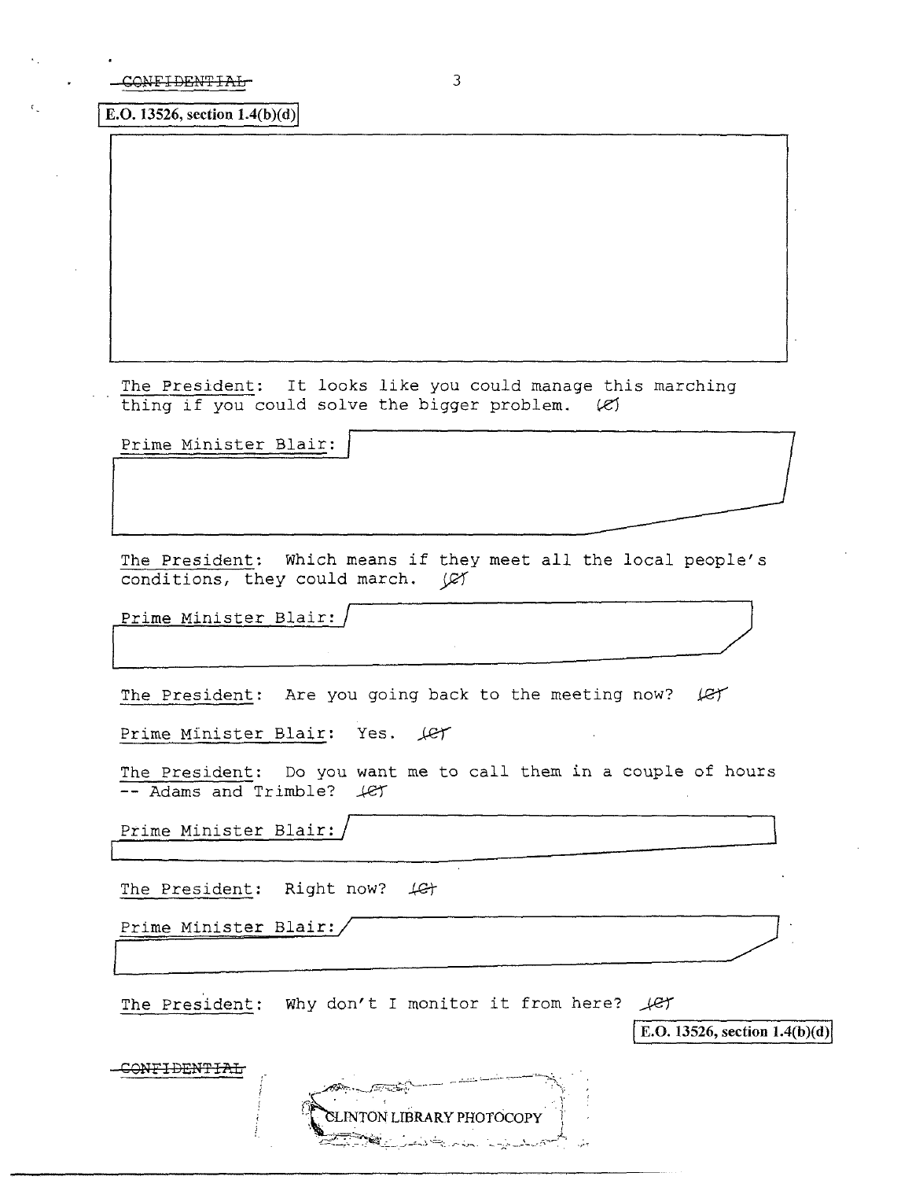E.O. 13526, section 1.4(b)(d)

The President: It looks like you could manage this marching thing if you could solve the bigger problem. (C)

Prime Minister Blair:

The President: Which means if they meet all the local people's conditions, they could march. (C)

Prime Minister Blair:

The President: Are you going back to the meeting now? (C)

Prime Minister Blair: Yes. (C)

The President: Do you want me to call them in a couple of hours -- Adams and Trimble? (C)

Prime Minister Blair:

The President: Right now? (C)

Prime Minister Blair:

The President: Why don't I monitor it from here? (C)

E.O. 13526, section 1.4(b)(d)

CONFIDENTIAL

CLINTON LIBRARY PHOTOCOPY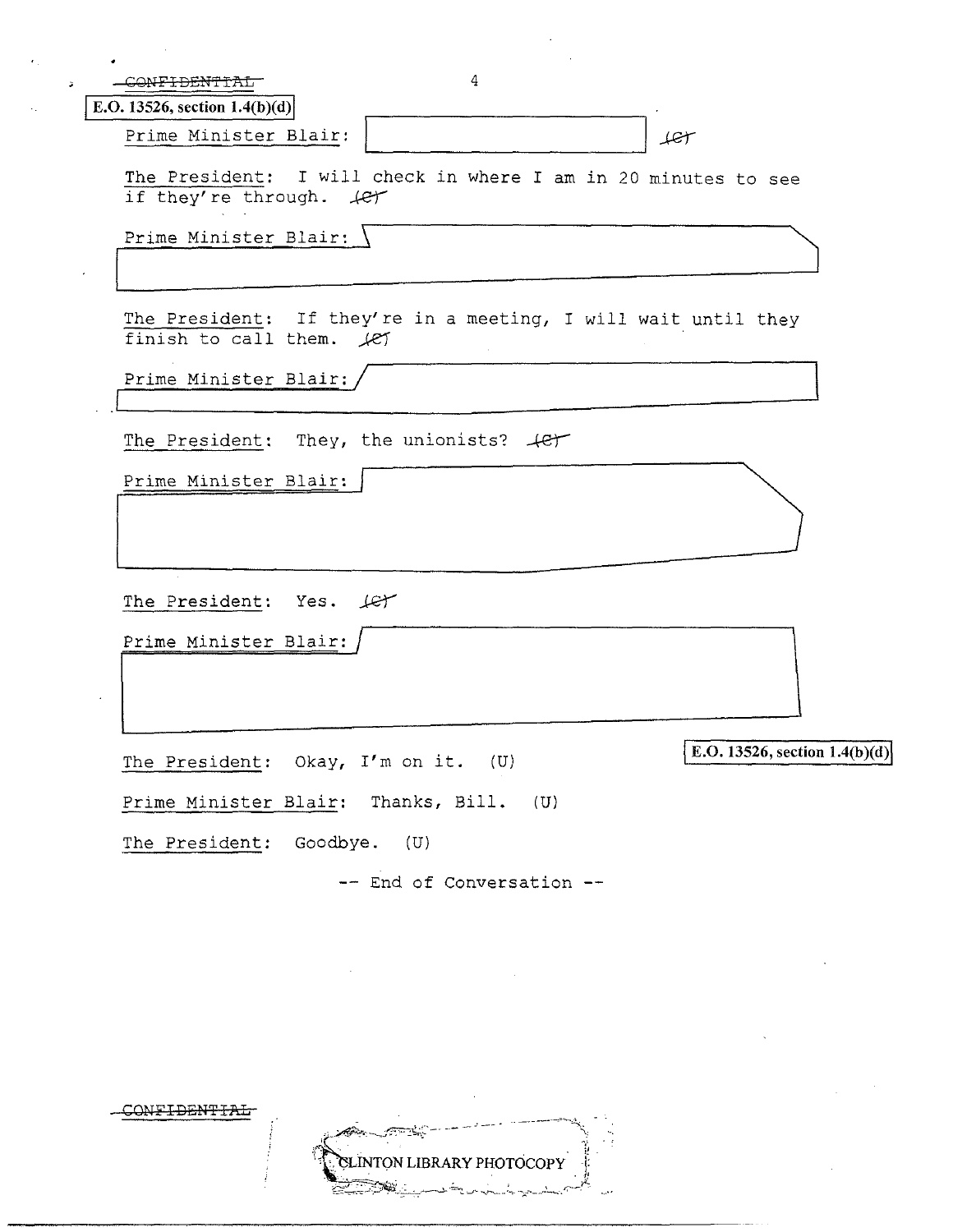CONFIDENTIAL

E.O. 13526, section 1.4(b)(d)

Prime Minister Blair: (C)

The President: I will check in where I am in 20 minutes to see if they're through. (C)

Prime Minister Blair:

The President: If they're in a meeting, I will wait until they finish to call them. (C)

Prime Minister Blair:

The President: They, the unionists? (C)

Prime Minister Blair:

The President: Yes. (C)

Prime Minister Blair:

E.O. 13526, section 1.4(b)(d)

The President: Okay, I'm on it. (U)

Prime Minister Blair: Thanks, Bill. (U)

The President: Goodbye. (U)

-- End of Conversation --

CONFIDENTIAL

CLINTON LIBRARY PHOTOCOPY